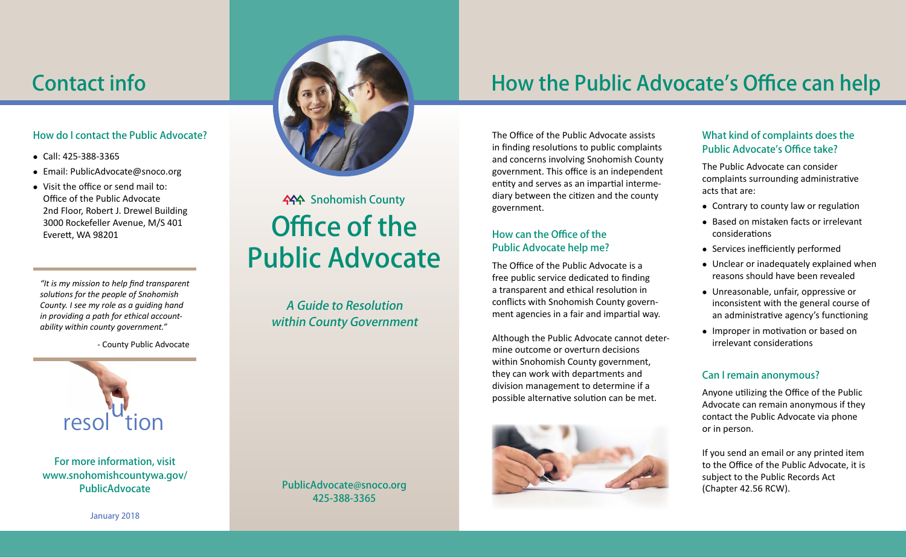# Contact info

### How do I contact the Public Advocate?

- Call: 425-388-3365
- Email: PublicAdvocate@snoco.org
- Visit the office or send mail to:
  Office of the Public Advocate
  2nd Floor, Robert J. Drewel Building
  3000 Rockefeller Avenue, M/S 401
  Everett, WA 98201

*"It is my mission to help find transparent solutions for the people of Snohomish County. I see my role as a guiding hand in providing a path for ethical accountability within county government."*

- County Public Advocate

resolution

**For more information, visit www.snohomishcountywa.gov/PublicAdvocate**

January 2018

Snohomish County

# Office of the Public Advocate

*A Guide to Resolution within County Government*

**PublicAdvocate@snoco.org**
**425-388-3365**

# How the Public Advocate's Office can help

The Office of the Public Advocate assists in finding resolutions to public complaints and concerns involving Snohomish County government. This office is an independent entity and serves as an impartial intermediary between the citizen and the county government.

### How can the Office of the Public Advocate help me?

The Office of the Public Advocate is a free public service dedicated to finding a transparent and ethical resolution in conflicts with Snohomish County government agencies in a fair and impartial way.

Although the Public Advocate cannot determine outcome or overturn decisions within Snohomish County government, they can work with departments and division management to determine if a possible alternative solution can be met.

### What kind of complaints does the Public Advocate's Office take?

The Public Advocate can consider complaints surrounding administrative acts that are:

- Contrary to county law or regulation
- Based on mistaken facts or irrelevant considerations
- Services inefficiently performed
- Unclear or inadequately explained when reasons should have been revealed
- Unreasonable, unfair, oppressive or inconsistent with the general course of an administrative agency's functioning
- Improper in motivation or based on irrelevant considerations

### Can I remain anonymous?

Anyone utilizing the Office of the Public Advocate can remain anonymous if they contact the Public Advocate via phone or in person.

If you send an email or any printed item to the Office of the Public Advocate, it is subject to the Public Records Act (Chapter 42.56 RCW).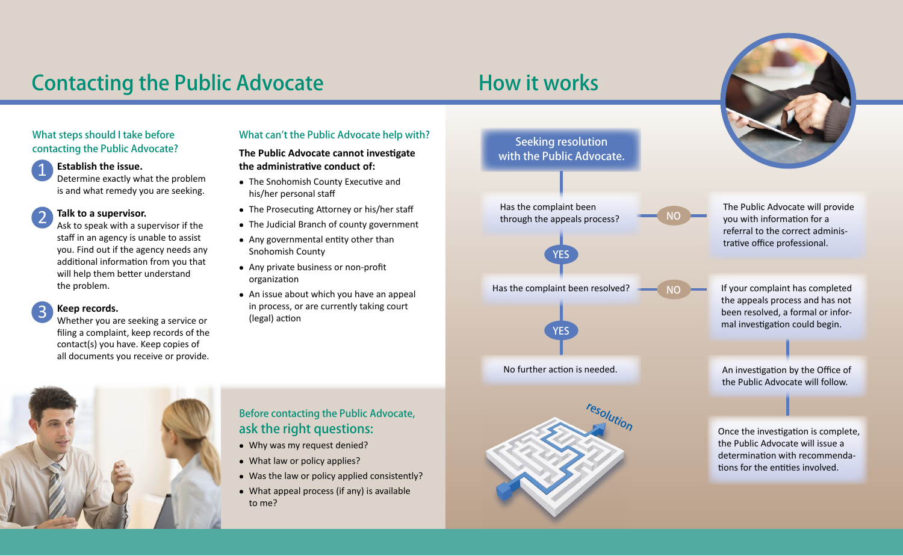# Contacting the Public Advocate

## What steps should I take before contacting the Public Advocate?

1. **Establish the issue.**
   Determine exactly what the problem is and what remedy you are seeking.

2. **Talk to a supervisor.**
   Ask to speak with a supervisor if the staff in an agency is unable to assist you. Find out if the agency needs any additional information from you that will help them better understand the problem.

3. **Keep records.**
   Whether you are seeking a service or filing a complaint, keep records of the contact(s) you have. Keep copies of all documents you receive or provide.

## What can't the Public Advocate help with?

**The Public Advocate cannot investigate the administrative conduct of:**

- The Snohomish County Executive and his/her personal staff
- The Prosecuting Attorney or his/her staff
- The Judicial Branch of county government
- Any governmental entity other than Snohomish County
- Any private business or non-profit organization
- An issue about which you have an appeal in process, or are currently taking court (legal) action

## Before contacting the Public Advocate, ask the right questions:

- Why was my request denied?
- What law or policy applies?
- Was the law or policy applied consistently?
- What appeal process (if any) is available to me?

# How it works

Seeking resolution with the Public Advocate.

Has the complaint been through the appeals process?

NO

The Public Advocate will provide you with information for a referral to the correct administrative office professional.

YES

Has the complaint been resolved?

NO

If your complaint has completed the appeals process and has not been resolved, a formal or informal investigation could begin.

An investigation by the Office of the Public Advocate will follow.

Once the investigation is complete, the Public Advocate will issue a determination with recommendations for the entities involved.

YES

No further action is needed.

resolution